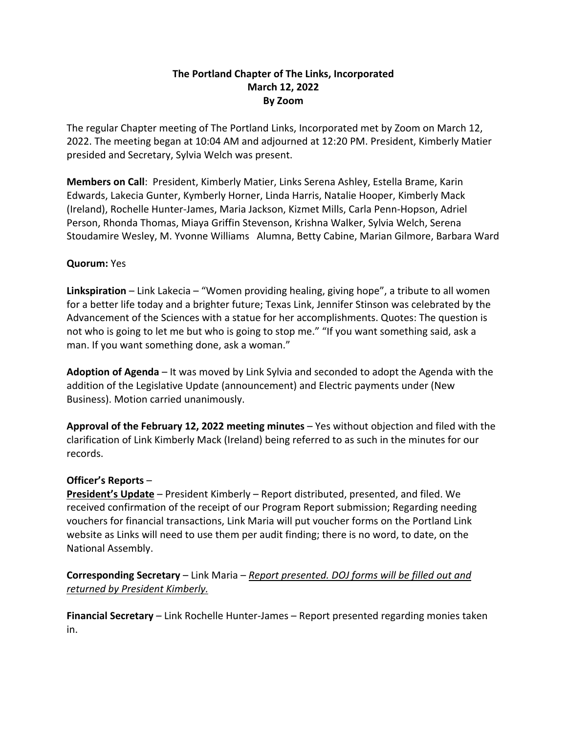**The Portland Chapter of The Links, Incorporated**
**March 12, 2022**
**By Zoom**

The regular Chapter meeting of The Portland Links, Incorporated met by Zoom on March 12, 2022. The meeting began at 10:04 AM and adjourned at 12:20 PM. President, Kimberly Matier presided and Secretary, Sylvia Welch was present.

**Members on Call**: President, Kimberly Matier, Links Serena Ashley, Estella Brame, Karin Edwards, Lakecia Gunter, Kymberly Horner, Linda Harris, Natalie Hooper, Kimberly Mack (Ireland), Rochelle Hunter-James, Maria Jackson, Kizmet Mills, Carla Penn-Hopson, Adriel Person, Rhonda Thomas, Miaya Griffin Stevenson, Krishna Walker, Sylvia Welch, Serena Stoudamire Wesley, M. Yvonne Williams Alumna, Betty Cabine, Marian Gilmore, Barbara Ward

**Quorum:** Yes

**Linkspiration** – Link Lakecia – "Women providing healing, giving hope", a tribute to all women for a better life today and a brighter future; Texas Link, Jennifer Stinson was celebrated by the Advancement of the Sciences with a statue for her accomplishments. Quotes: The question is not who is going to let me but who is going to stop me." "If you want something said, ask a man. If you want something done, ask a woman."

**Adoption of Agenda** – It was moved by Link Sylvia and seconded to adopt the Agenda with the addition of the Legislative Update (announcement) and Electric payments under (New Business). Motion carried unanimously.

**Approval of the February 12, 2022 meeting minutes** – Yes without objection and filed with the clarification of Link Kimberly Mack (Ireland) being referred to as such in the minutes for our records.

**Officer's Reports** –

**<u>President's Update</u>** – President Kimberly – Report distributed, presented, and filed. We received confirmation of the receipt of our Program Report submission; Regarding needing vouchers for financial transactions, Link Maria will put voucher forms on the Portland Link website as Links will need to use them per audit finding; there is no word, to date, on the National Assembly.

**Corresponding Secretary** – Link Maria – *<u>Report presented. DOJ forms will be filled out and returned by President Kimberly.</u>*

**Financial Secretary** – Link Rochelle Hunter-James – Report presented regarding monies taken in.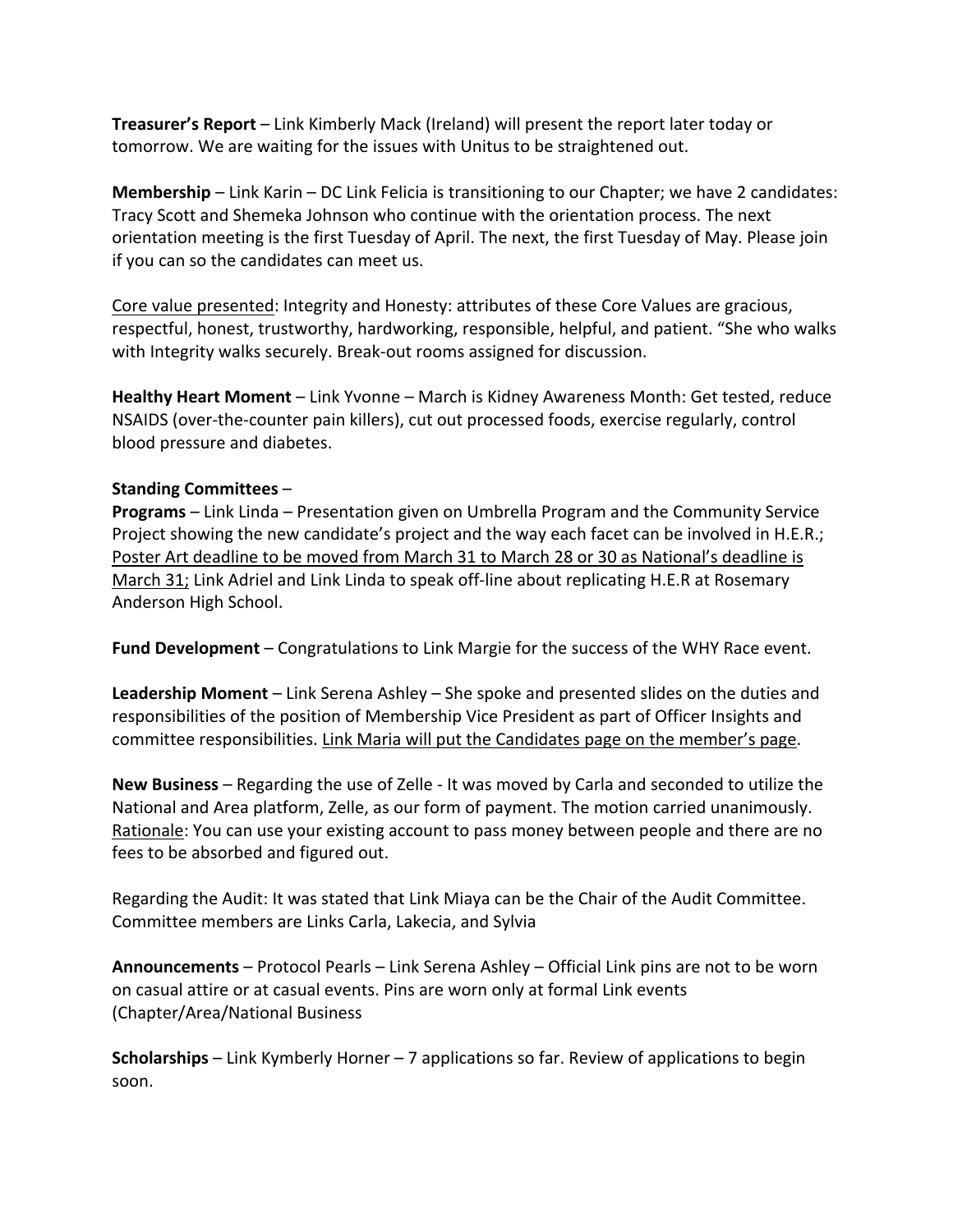**Treasurer's Report** – Link Kimberly Mack (Ireland) will present the report later today or tomorrow. We are waiting for the issues with Unitus to be straightened out.

**Membership** – Link Karin – DC Link Felicia is transitioning to our Chapter; we have 2 candidates: Tracy Scott and Shemeka Johnson who continue with the orientation process. The next orientation meeting is the first Tuesday of April. The next, the first Tuesday of May. Please join if you can so the candidates can meet us.

<u>Core value presented</u>: Integrity and Honesty: attributes of these Core Values are gracious, respectful, honest, trustworthy, hardworking, responsible, helpful, and patient. "She who walks with Integrity walks securely. Break-out rooms assigned for discussion.

**Healthy Heart Moment** – Link Yvonne – March is Kidney Awareness Month: Get tested, reduce NSAIDS (over-the-counter pain killers), cut out processed foods, exercise regularly, control blood pressure and diabetes.

**Standing Committees** –

**Programs** – Link Linda – Presentation given on Umbrella Program and the Community Service Project showing the new candidate's project and the way each facet can be involved in H.E.R.; <u>Poster Art deadline to be moved from March 31 to March 28 or 30 as National's deadline is March 31;</u> Link Adriel and Link Linda to speak off-line about replicating H.E.R at Rosemary Anderson High School.

**Fund Development** – Congratulations to Link Margie for the success of the WHY Race event.

**Leadership Moment** – Link Serena Ashley – She spoke and presented slides on the duties and responsibilities of the position of Membership Vice President as part of Officer Insights and committee responsibilities. <u>Link Maria will put the Candidates page on the member's page</u>.

**New Business** – Regarding the use of Zelle - It was moved by Carla and seconded to utilize the National and Area platform, Zelle, as our form of payment. The motion carried unanimously. <u>Rationale</u>: You can use your existing account to pass money between people and there are no fees to be absorbed and figured out.

Regarding the Audit: It was stated that Link Miaya can be the Chair of the Audit Committee. Committee members are Links Carla, Lakecia, and Sylvia

**Announcements** – Protocol Pearls – Link Serena Ashley – Official Link pins are not to be worn on casual attire or at casual events. Pins are worn only at formal Link events (Chapter/Area/National Business

**Scholarships** – Link Kymberly Horner – 7 applications so far. Review of applications to begin soon.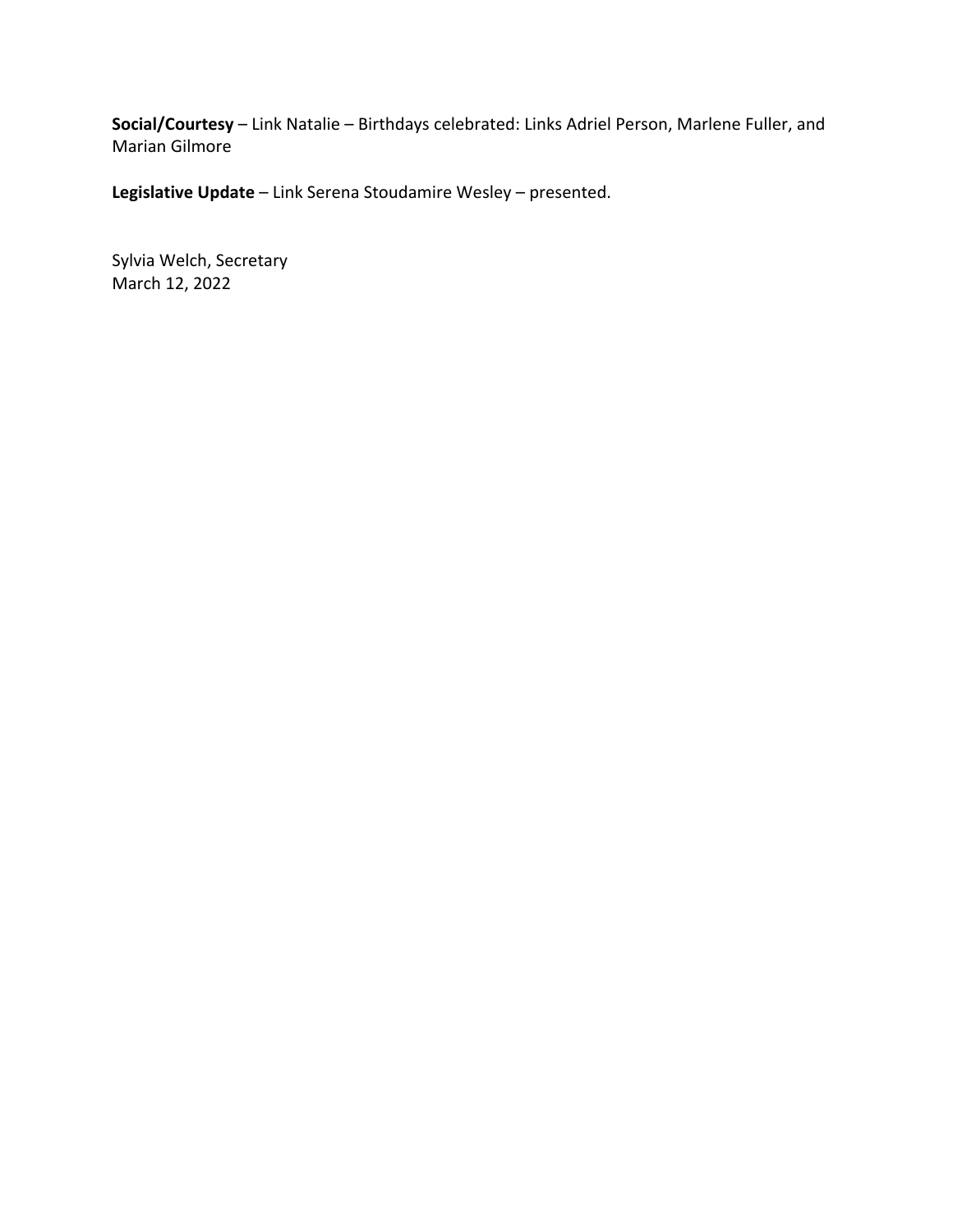**Social/Courtesy** – Link Natalie – Birthdays celebrated: Links Adriel Person, Marlene Fuller, and Marian Gilmore

**Legislative Update** – Link Serena Stoudamire Wesley – presented.

Sylvia Welch, Secretary
March 12, 2022